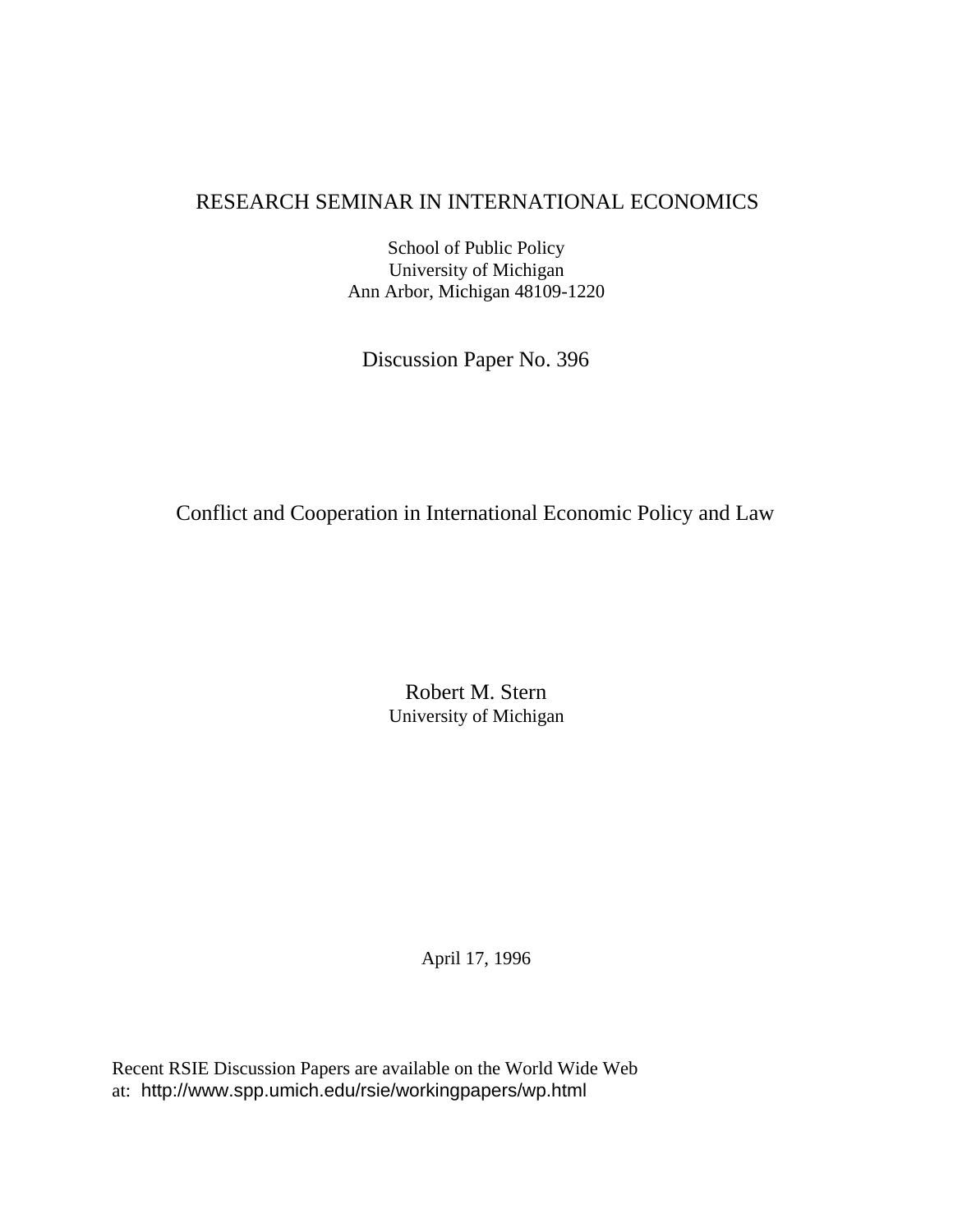RESEARCH SEMINAR IN INTERNATIONAL ECONOMICS

School of Public Policy
University of Michigan
Ann Arbor, Michigan 48109-1220

Discussion Paper No. 396

# Conflict and Cooperation in International Economic Policy and Law

Robert M. Stern
University of Michigan

April 17, 1996

Recent RSIE Discussion Papers are available on the World Wide Web at: http://www.spp.umich.edu/rsie/workingpapers/wp.html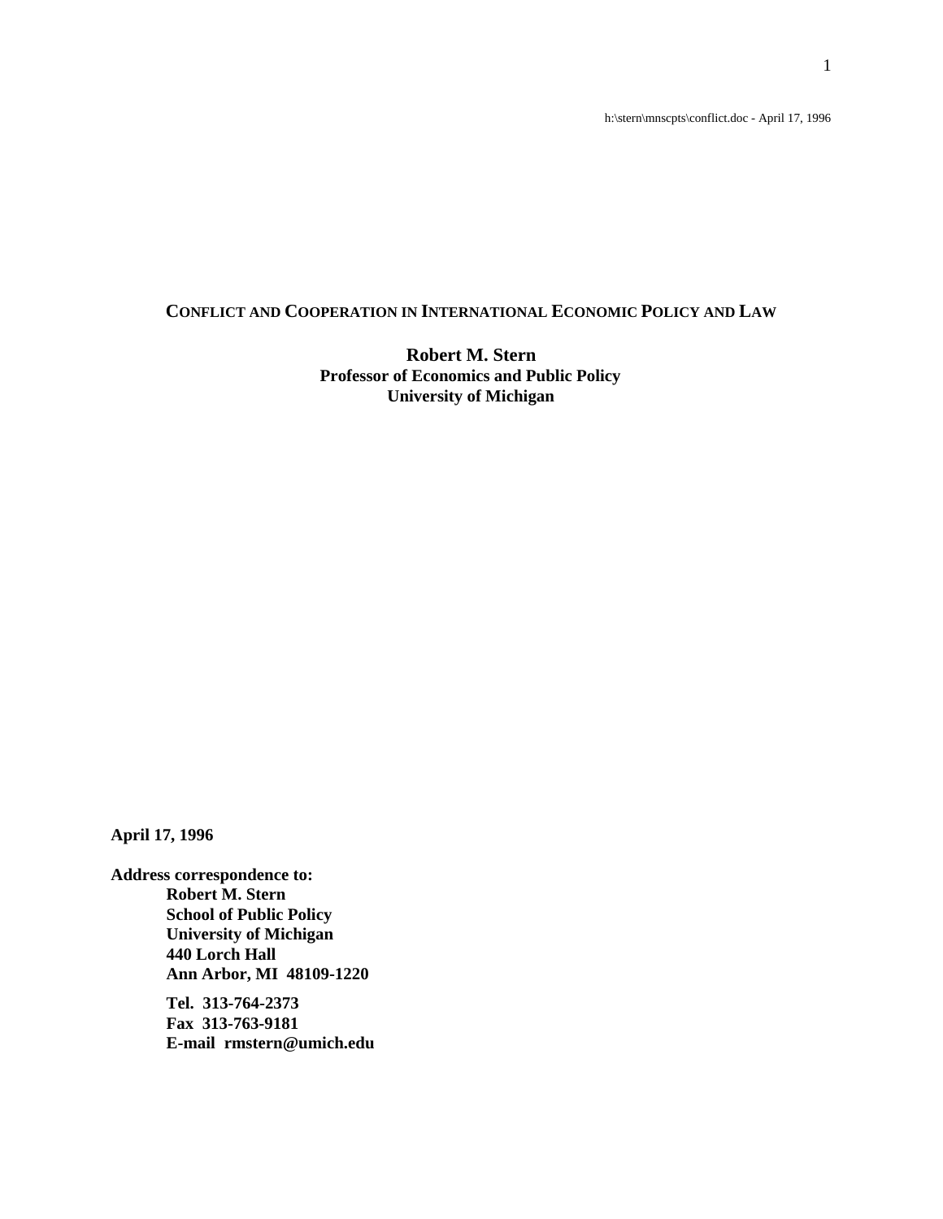h:\stern\mnscpts\conflict.doc - April 17, 1996

# CONFLICT AND COOPERATION IN INTERNATIONAL ECONOMIC POLICY AND LAW

**Robert M. Stern**
**Professor of Economics and Public Policy**
**University of Michigan**

**April 17, 1996**

**Address correspondence to:**
**Robert M. Stern**
**School of Public Policy**
**University of Michigan**
**440 Lorch Hall**
**Ann Arbor, MI 48109-1220**

**Tel. 313-764-2373**
**Fax 313-763-9181**
**E-mail rmstern@umich.edu**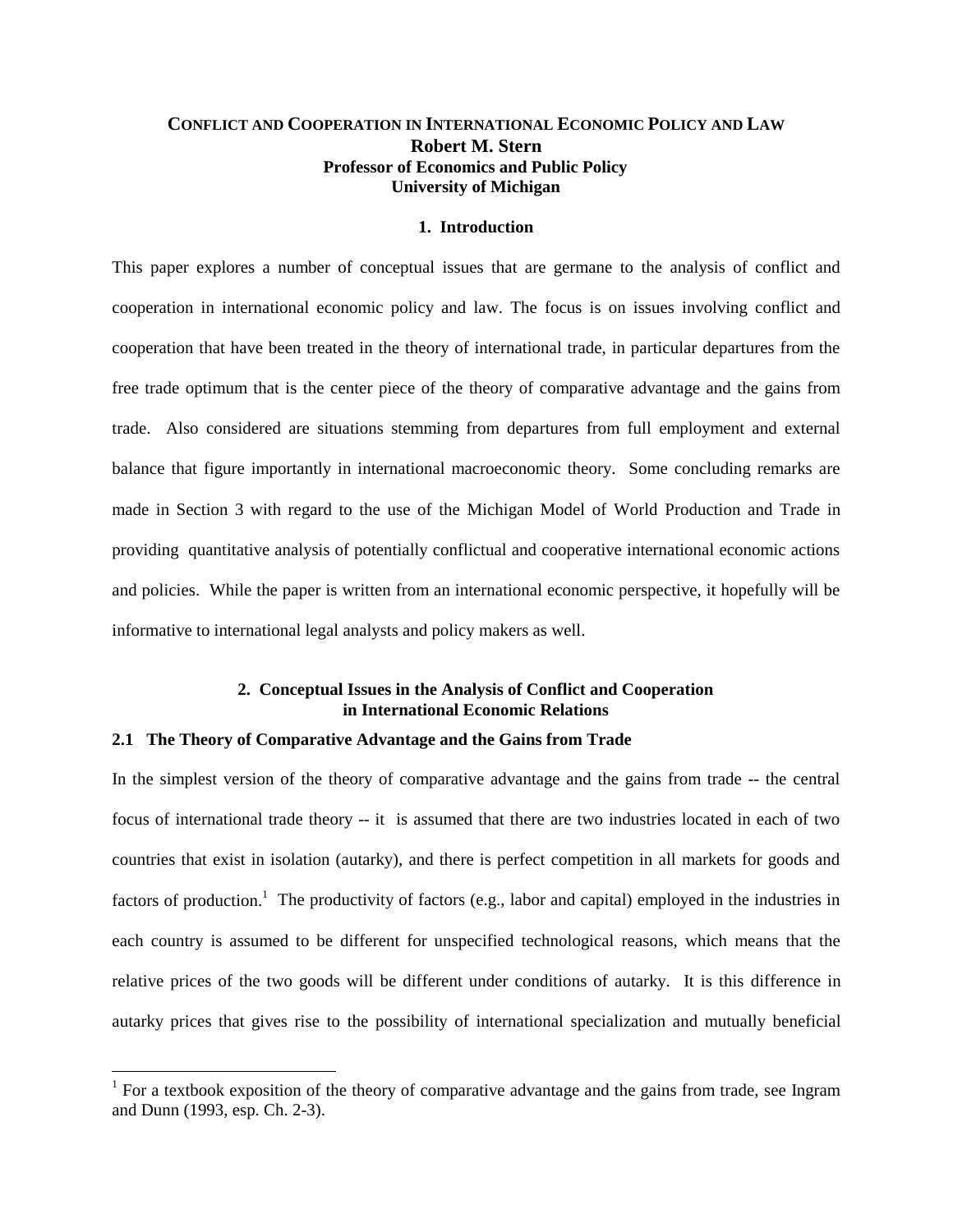# CONFLICT AND COOPERATION IN INTERNATIONAL ECONOMIC POLICY AND LAW

**Robert M. Stern**
**Professor of Economics and Public Policy**
**University of Michigan**

## 1. Introduction

This paper explores a number of conceptual issues that are germane to the analysis of conflict and cooperation in international economic policy and law. The focus is on issues involving conflict and cooperation that have been treated in the theory of international trade, in particular departures from the free trade optimum that is the center piece of the theory of comparative advantage and the gains from trade. Also considered are situations stemming from departures from full employment and external balance that figure importantly in international macroeconomic theory. Some concluding remarks are made in Section 3 with regard to the use of the Michigan Model of World Production and Trade in providing quantitative analysis of potentially conflictual and cooperative international economic actions and policies. While the paper is written from an international economic perspective, it hopefully will be informative to international legal analysts and policy makers as well.

## 2. Conceptual Issues in the Analysis of Conflict and Cooperation in International Economic Relations

### 2.1 The Theory of Comparative Advantage and the Gains from Trade

In the simplest version of the theory of comparative advantage and the gains from trade -- the central focus of international trade theory -- it is assumed that there are two industries located in each of two countries that exist in isolation (autarky), and there is perfect competition in all markets for goods and factors of production.[1] The productivity of factors (e.g., labor and capital) employed in the industries in each country is assumed to be different for unspecified technological reasons, which means that the relative prices of the two goods will be different under conditions of autarky. It is this difference in autarky prices that gives rise to the possibility of international specialization and mutually beneficial

[1] For a textbook exposition of the theory of comparative advantage and the gains from trade, see Ingram and Dunn (1993, esp. Ch. 2-3).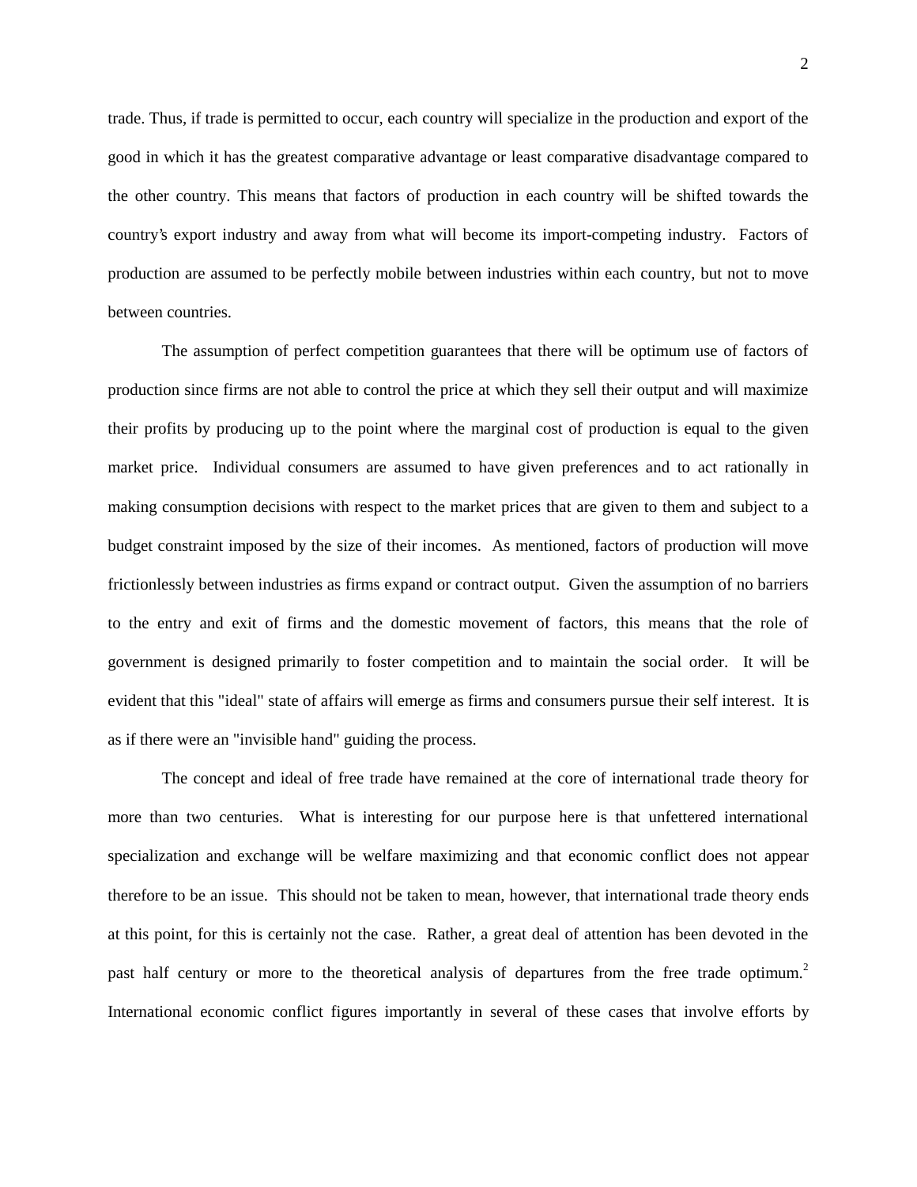trade. Thus, if trade is permitted to occur, each country will specialize in the production and export of the good in which it has the greatest comparative advantage or least comparative disadvantage compared to the other country. This means that factors of production in each country will be shifted towards the country's export industry and away from what will become its import-competing industry. Factors of production are assumed to be perfectly mobile between industries within each country, but not to move between countries.

The assumption of perfect competition guarantees that there will be optimum use of factors of production since firms are not able to control the price at which they sell their output and will maximize their profits by producing up to the point where the marginal cost of production is equal to the given market price. Individual consumers are assumed to have given preferences and to act rationally in making consumption decisions with respect to the market prices that are given to them and subject to a budget constraint imposed by the size of their incomes. As mentioned, factors of production will move frictionlessly between industries as firms expand or contract output. Given the assumption of no barriers to the entry and exit of firms and the domestic movement of factors, this means that the role of government is designed primarily to foster competition and to maintain the social order. It will be evident that this "ideal" state of affairs will emerge as firms and consumers pursue their self interest. It is as if there were an "invisible hand" guiding the process.

The concept and ideal of free trade have remained at the core of international trade theory for more than two centuries. What is interesting for our purpose here is that unfettered international specialization and exchange will be welfare maximizing and that economic conflict does not appear therefore to be an issue. This should not be taken to mean, however, that international trade theory ends at this point, for this is certainly not the case. Rather, a great deal of attention has been devoted in the past half century or more to the theoretical analysis of departures from the free trade optimum.[2] International economic conflict figures importantly in several of these cases that involve efforts by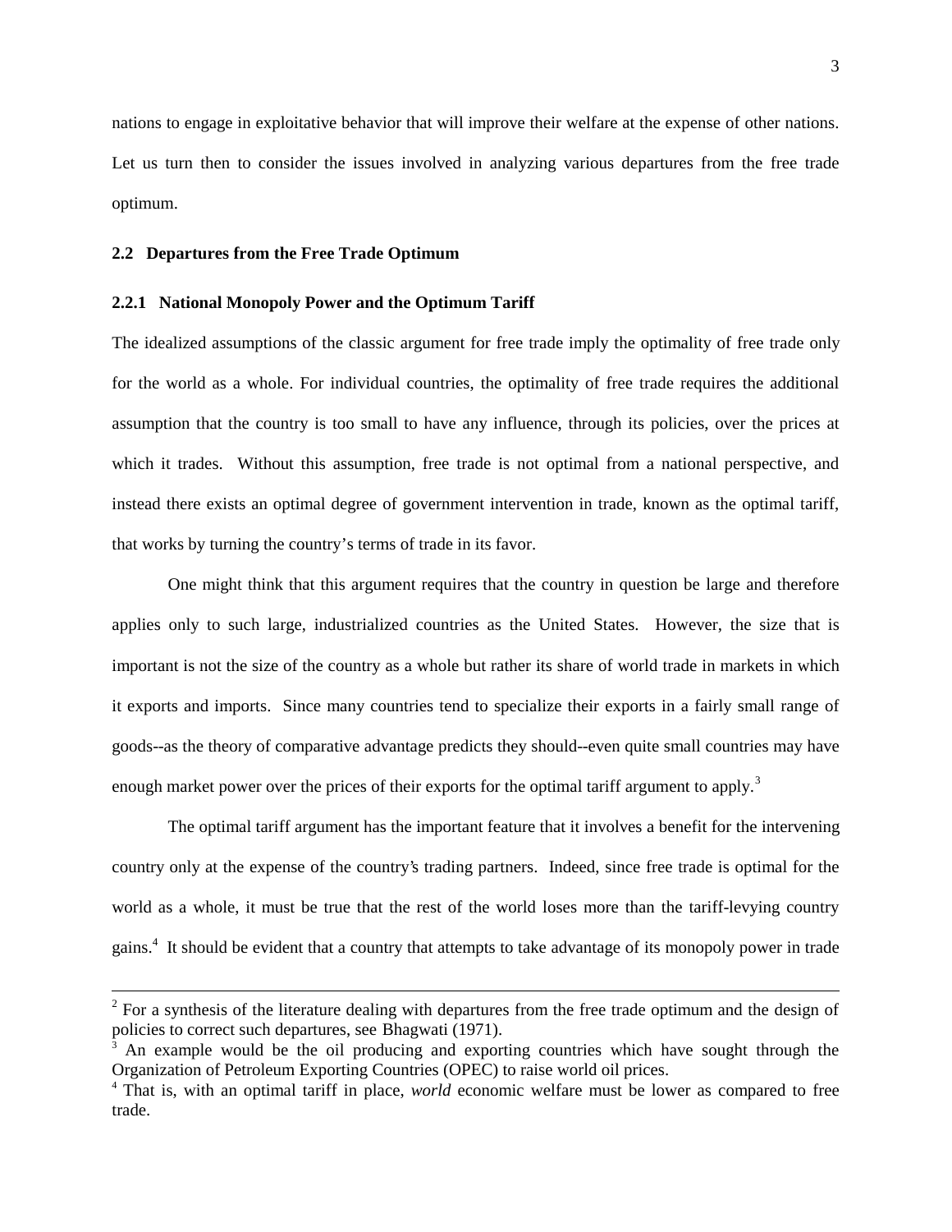nations to engage in exploitative behavior that will improve their welfare at the expense of other nations. Let us turn then to consider the issues involved in analyzing various departures from the free trade optimum.

## 2.2 Departures from the Free Trade Optimum

### 2.2.1 National Monopoly Power and the Optimum Tariff

The idealized assumptions of the classic argument for free trade imply the optimality of free trade only for the world as a whole. For individual countries, the optimality of free trade requires the additional assumption that the country is too small to have any influence, through its policies, over the prices at which it trades. Without this assumption, free trade is not optimal from a national perspective, and instead there exists an optimal degree of government intervention in trade, known as the optimal tariff, that works by turning the country's terms of trade in its favor.

One might think that this argument requires that the country in question be large and therefore applies only to such large, industrialized countries as the United States. However, the size that is important is not the size of the country as a whole but rather its share of world trade in markets in which it exports and imports. Since many countries tend to specialize their exports in a fairly small range of goods--as the theory of comparative advantage predicts they should--even quite small countries may have enough market power over the prices of their exports for the optimal tariff argument to apply.[3]

The optimal tariff argument has the important feature that it involves a benefit for the intervening country only at the expense of the country's trading partners. Indeed, since free trade is optimal for the world as a whole, it must be true that the rest of the world loses more than the tariff-levying country gains.[4] It should be evident that a country that attempts to take advantage of its monopoly power in trade

---

[2] For a synthesis of the literature dealing with departures from the free trade optimum and the design of policies to correct such departures, see Bhagwati (1971).

[3] An example would be the oil producing and exporting countries which have sought through the Organization of Petroleum Exporting Countries (OPEC) to raise world oil prices.

[4] That is, with an optimal tariff in place, *world* economic welfare must be lower as compared to free trade.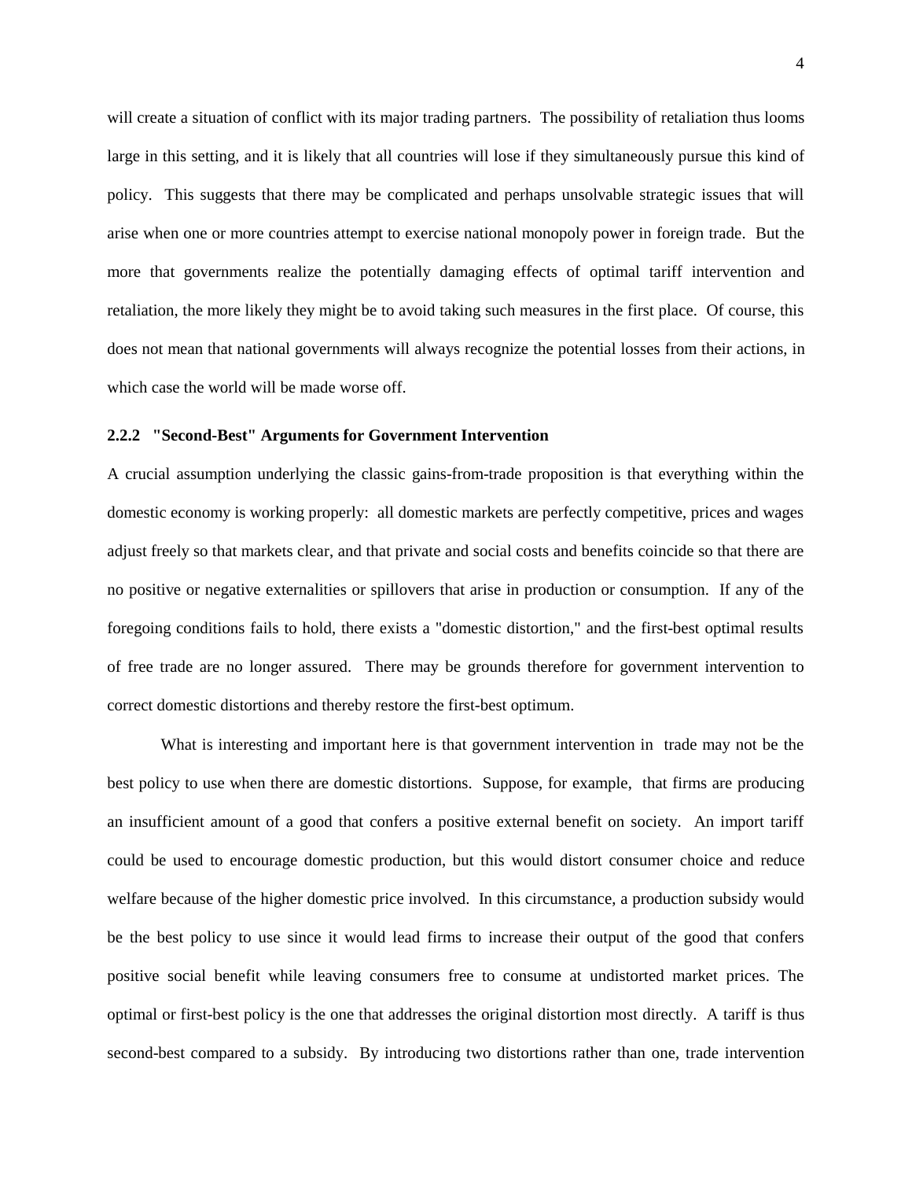will create a situation of conflict with its major trading partners. The possibility of retaliation thus looms large in this setting, and it is likely that all countries will lose if they simultaneously pursue this kind of policy. This suggests that there may be complicated and perhaps unsolvable strategic issues that will arise when one or more countries attempt to exercise national monopoly power in foreign trade. But the more that governments realize the potentially damaging effects of optimal tariff intervention and retaliation, the more likely they might be to avoid taking such measures in the first place. Of course, this does not mean that national governments will always recognize the potential losses from their actions, in which case the world will be made worse off.

### 2.2.2 "Second-Best" Arguments for Government Intervention

A crucial assumption underlying the classic gains-from-trade proposition is that everything within the domestic economy is working properly: all domestic markets are perfectly competitive, prices and wages adjust freely so that markets clear, and that private and social costs and benefits coincide so that there are no positive or negative externalities or spillovers that arise in production or consumption. If any of the foregoing conditions fails to hold, there exists a "domestic distortion," and the first-best optimal results of free trade are no longer assured. There may be grounds therefore for government intervention to correct domestic distortions and thereby restore the first-best optimum.

What is interesting and important here is that government intervention in trade may not be the best policy to use when there are domestic distortions. Suppose, for example, that firms are producing an insufficient amount of a good that confers a positive external benefit on society. An import tariff could be used to encourage domestic production, but this would distort consumer choice and reduce welfare because of the higher domestic price involved. In this circumstance, a production subsidy would be the best policy to use since it would lead firms to increase their output of the good that confers positive social benefit while leaving consumers free to consume at undistorted market prices. The optimal or first-best policy is the one that addresses the original distortion most directly. A tariff is thus second-best compared to a subsidy. By introducing two distortions rather than one, trade intervention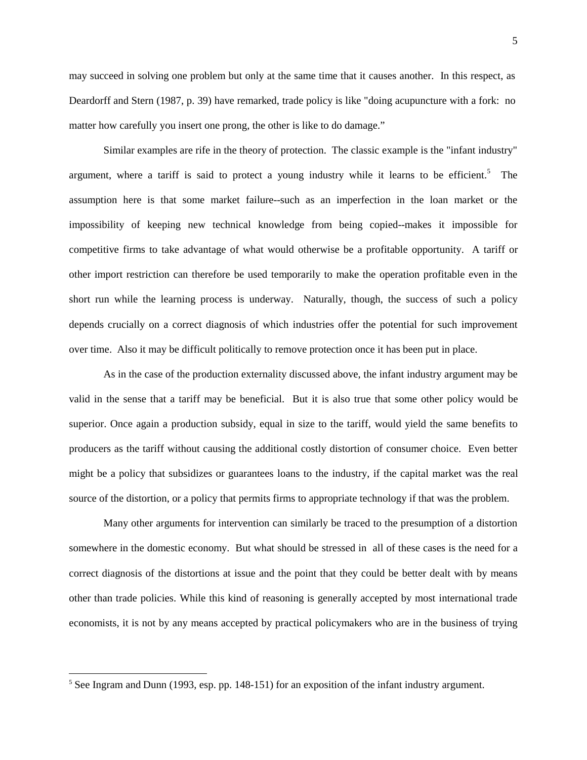may succeed in solving one problem but only at the same time that it causes another. In this respect, as Deardorff and Stern (1987, p. 39) have remarked, trade policy is like "doing acupuncture with a fork: no matter how carefully you insert one prong, the other is like to do damage."

Similar examples are rife in the theory of protection. The classic example is the "infant industry" argument, where a tariff is said to protect a young industry while it learns to be efficient.[5] The assumption here is that some market failure--such as an imperfection in the loan market or the impossibility of keeping new technical knowledge from being copied--makes it impossible for competitive firms to take advantage of what would otherwise be a profitable opportunity. A tariff or other import restriction can therefore be used temporarily to make the operation profitable even in the short run while the learning process is underway. Naturally, though, the success of such a policy depends crucially on a correct diagnosis of which industries offer the potential for such improvement over time. Also it may be difficult politically to remove protection once it has been put in place.

As in the case of the production externality discussed above, the infant industry argument may be valid in the sense that a tariff may be beneficial. But it is also true that some other policy would be superior. Once again a production subsidy, equal in size to the tariff, would yield the same benefits to producers as the tariff without causing the additional costly distortion of consumer choice. Even better might be a policy that subsidizes or guarantees loans to the industry, if the capital market was the real source of the distortion, or a policy that permits firms to appropriate technology if that was the problem.

Many other arguments for intervention can similarly be traced to the presumption of a distortion somewhere in the domestic economy. But what should be stressed in all of these cases is the need for a correct diagnosis of the distortions at issue and the point that they could be better dealt with by means other than trade policies. While this kind of reasoning is generally accepted by most international trade economists, it is not by any means accepted by practical policymakers who are in the business of trying

[5] See Ingram and Dunn (1993, esp. pp. 148-151) for an exposition of the infant industry argument.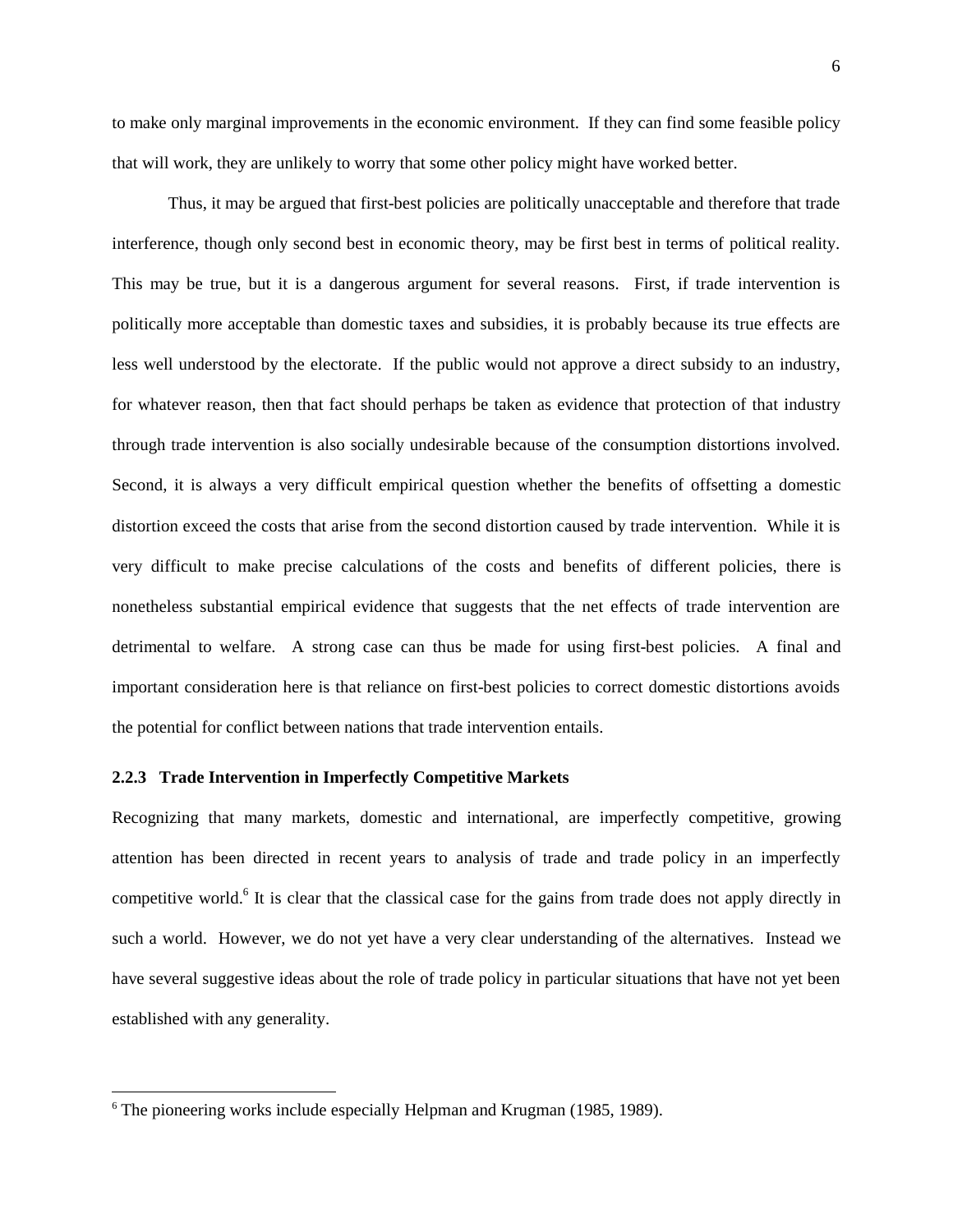to make only marginal improvements in the economic environment. If they can find some feasible policy that will work, they are unlikely to worry that some other policy might have worked better.

Thus, it may be argued that first-best policies are politically unacceptable and therefore that trade interference, though only second best in economic theory, may be first best in terms of political reality. This may be true, but it is a dangerous argument for several reasons. First, if trade intervention is politically more acceptable than domestic taxes and subsidies, it is probably because its true effects are less well understood by the electorate. If the public would not approve a direct subsidy to an industry, for whatever reason, then that fact should perhaps be taken as evidence that protection of that industry through trade intervention is also socially undesirable because of the consumption distortions involved. Second, it is always a very difficult empirical question whether the benefits of offsetting a domestic distortion exceed the costs that arise from the second distortion caused by trade intervention. While it is very difficult to make precise calculations of the costs and benefits of different policies, there is nonetheless substantial empirical evidence that suggests that the net effects of trade intervention are detrimental to welfare. A strong case can thus be made for using first-best policies. A final and important consideration here is that reliance on first-best policies to correct domestic distortions avoids the potential for conflict between nations that trade intervention entails.

### 2.2.3 Trade Intervention in Imperfectly Competitive Markets

Recognizing that many markets, domestic and international, are imperfectly competitive, growing attention has been directed in recent years to analysis of trade and trade policy in an imperfectly competitive world.[6] It is clear that the classical case for the gains from trade does not apply directly in such a world. However, we do not yet have a very clear understanding of the alternatives. Instead we have several suggestive ideas about the role of trade policy in particular situations that have not yet been established with any generality.

---

[6] The pioneering works include especially Helpman and Krugman (1985, 1989).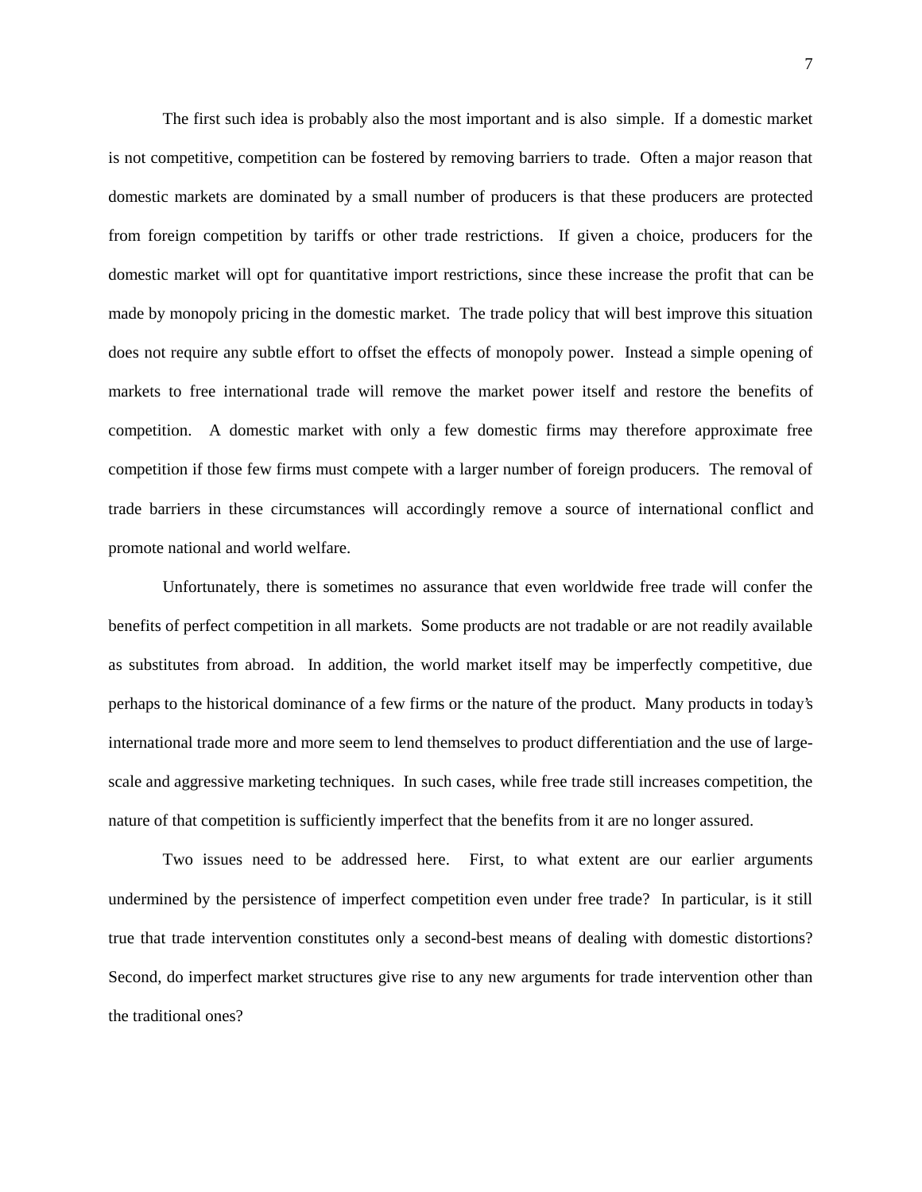The first such idea is probably also the most important and is also simple. If a domestic market is not competitive, competition can be fostered by removing barriers to trade. Often a major reason that domestic markets are dominated by a small number of producers is that these producers are protected from foreign competition by tariffs or other trade restrictions. If given a choice, producers for the domestic market will opt for quantitative import restrictions, since these increase the profit that can be made by monopoly pricing in the domestic market. The trade policy that will best improve this situation does not require any subtle effort to offset the effects of monopoly power. Instead a simple opening of markets to free international trade will remove the market power itself and restore the benefits of competition. A domestic market with only a few domestic firms may therefore approximate free competition if those few firms must compete with a larger number of foreign producers. The removal of trade barriers in these circumstances will accordingly remove a source of international conflict and promote national and world welfare.

Unfortunately, there is sometimes no assurance that even worldwide free trade will confer the benefits of perfect competition in all markets. Some products are not tradable or are not readily available as substitutes from abroad. In addition, the world market itself may be imperfectly competitive, due perhaps to the historical dominance of a few firms or the nature of the product. Many products in today's international trade more and more seem to lend themselves to product differentiation and the use of large-scale and aggressive marketing techniques. In such cases, while free trade still increases competition, the nature of that competition is sufficiently imperfect that the benefits from it are no longer assured.

Two issues need to be addressed here. First, to what extent are our earlier arguments undermined by the persistence of imperfect competition even under free trade? In particular, is it still true that trade intervention constitutes only a second-best means of dealing with domestic distortions? Second, do imperfect market structures give rise to any new arguments for trade intervention other than the traditional ones?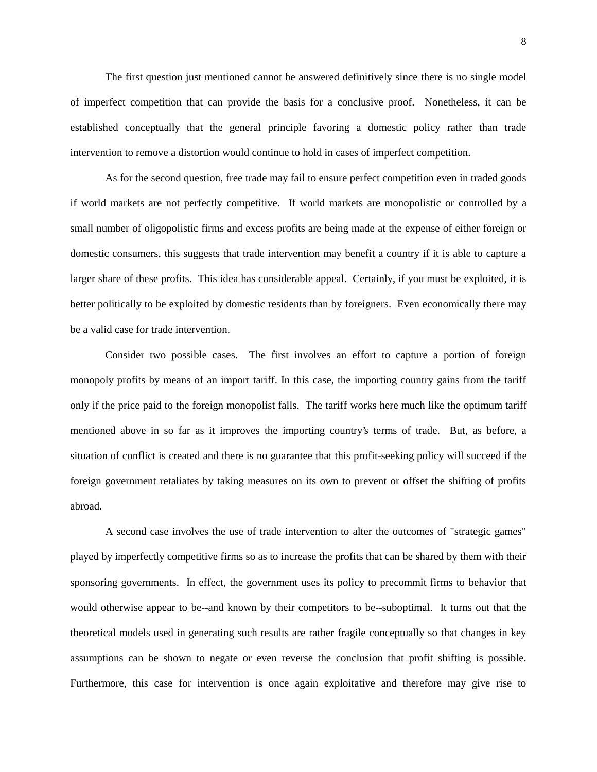The first question just mentioned cannot be answered definitively since there is no single model of imperfect competition that can provide the basis for a conclusive proof. Nonetheless, it can be established conceptually that the general principle favoring a domestic policy rather than trade intervention to remove a distortion would continue to hold in cases of imperfect competition.

As for the second question, free trade may fail to ensure perfect competition even in traded goods if world markets are not perfectly competitive. If world markets are monopolistic or controlled by a small number of oligopolistic firms and excess profits are being made at the expense of either foreign or domestic consumers, this suggests that trade intervention may benefit a country if it is able to capture a larger share of these profits. This idea has considerable appeal. Certainly, if you must be exploited, it is better politically to be exploited by domestic residents than by foreigners. Even economically there may be a valid case for trade intervention.

Consider two possible cases. The first involves an effort to capture a portion of foreign monopoly profits by means of an import tariff. In this case, the importing country gains from the tariff only if the price paid to the foreign monopolist falls. The tariff works here much like the optimum tariff mentioned above in so far as it improves the importing country's terms of trade. But, as before, a situation of conflict is created and there is no guarantee that this profit-seeking policy will succeed if the foreign government retaliates by taking measures on its own to prevent or offset the shifting of profits abroad.

A second case involves the use of trade intervention to alter the outcomes of "strategic games" played by imperfectly competitive firms so as to increase the profits that can be shared by them with their sponsoring governments. In effect, the government uses its policy to precommit firms to behavior that would otherwise appear to be--and known by their competitors to be--suboptimal. It turns out that the theoretical models used in generating such results are rather fragile conceptually so that changes in key assumptions can be shown to negate or even reverse the conclusion that profit shifting is possible. Furthermore, this case for intervention is once again exploitative and therefore may give rise to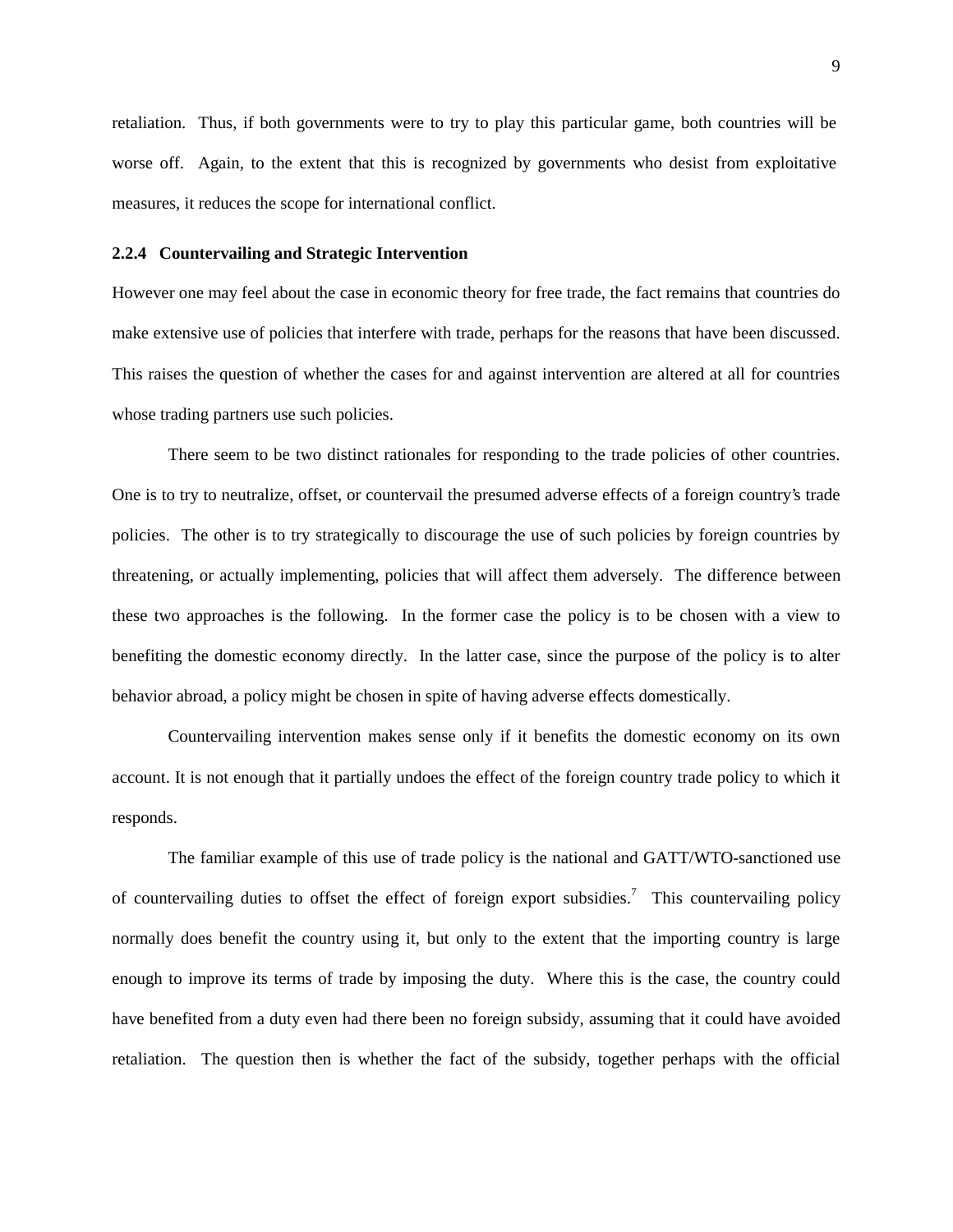retaliation. Thus, if both governments were to try to play this particular game, both countries will be worse off. Again, to the extent that this is recognized by governments who desist from exploitative measures, it reduces the scope for international conflict.

### 2.2.4 Countervailing and Strategic Intervention

However one may feel about the case in economic theory for free trade, the fact remains that countries do make extensive use of policies that interfere with trade, perhaps for the reasons that have been discussed. This raises the question of whether the cases for and against intervention are altered at all for countries whose trading partners use such policies.

There seem to be two distinct rationales for responding to the trade policies of other countries. One is to try to neutralize, offset, or countervail the presumed adverse effects of a foreign country's trade policies. The other is to try strategically to discourage the use of such policies by foreign countries by threatening, or actually implementing, policies that will affect them adversely. The difference between these two approaches is the following. In the former case the policy is to be chosen with a view to benefiting the domestic economy directly. In the latter case, since the purpose of the policy is to alter behavior abroad, a policy might be chosen in spite of having adverse effects domestically.

Countervailing intervention makes sense only if it benefits the domestic economy on its own account. It is not enough that it partially undoes the effect of the foreign country trade policy to which it responds.

The familiar example of this use of trade policy is the national and GATT/WTO-sanctioned use of countervailing duties to offset the effect of foreign export subsidies.[7] This countervailing policy normally does benefit the country using it, but only to the extent that the importing country is large enough to improve its terms of trade by imposing the duty. Where this is the case, the country could have benefited from a duty even had there been no foreign subsidy, assuming that it could have avoided retaliation. The question then is whether the fact of the subsidy, together perhaps with the official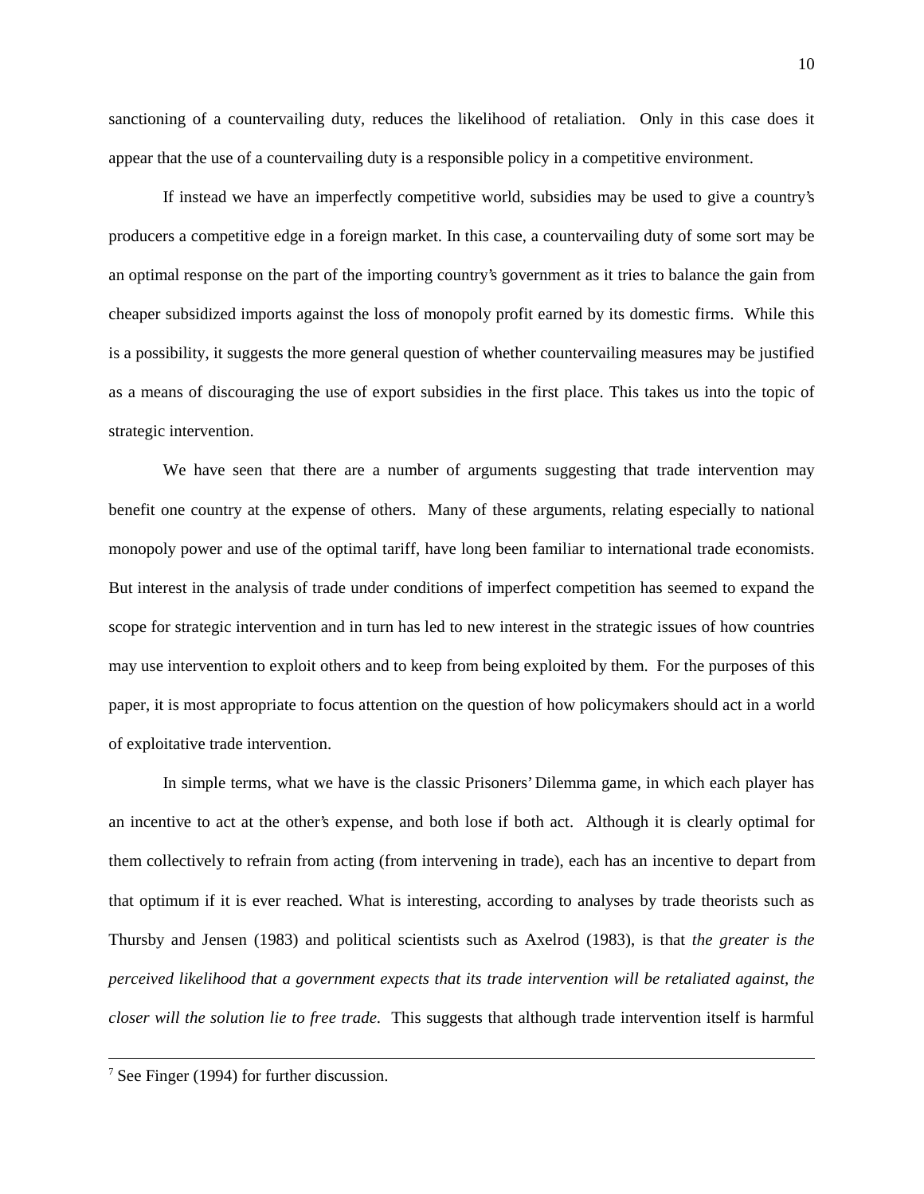sanctioning of a countervailing duty, reduces the likelihood of retaliation. Only in this case does it appear that the use of a countervailing duty is a responsible policy in a competitive environment.

If instead we have an imperfectly competitive world, subsidies may be used to give a country's producers a competitive edge in a foreign market. In this case, a countervailing duty of some sort may be an optimal response on the part of the importing country's government as it tries to balance the gain from cheaper subsidized imports against the loss of monopoly profit earned by its domestic firms. While this is a possibility, it suggests the more general question of whether countervailing measures may be justified as a means of discouraging the use of export subsidies in the first place. This takes us into the topic of strategic intervention.

We have seen that there are a number of arguments suggesting that trade intervention may benefit one country at the expense of others. Many of these arguments, relating especially to national monopoly power and use of the optimal tariff, have long been familiar to international trade economists. But interest in the analysis of trade under conditions of imperfect competition has seemed to expand the scope for strategic intervention and in turn has led to new interest in the strategic issues of how countries may use intervention to exploit others and to keep from being exploited by them. For the purposes of this paper, it is most appropriate to focus attention on the question of how policymakers should act in a world of exploitative trade intervention.

In simple terms, what we have is the classic Prisoners' Dilemma game, in which each player has an incentive to act at the other's expense, and both lose if both act. Although it is clearly optimal for them collectively to refrain from acting (from intervening in trade), each has an incentive to depart from that optimum if it is ever reached. What is interesting, according to analyses by trade theorists such as Thursby and Jensen (1983) and political scientists such as Axelrod (1983), is that *the greater is the perceived likelihood that a government expects that its trade intervention will be retaliated against, the closer will the solution lie to free trade*. This suggests that although trade intervention itself is harmful

[7] See Finger (1994) for further discussion.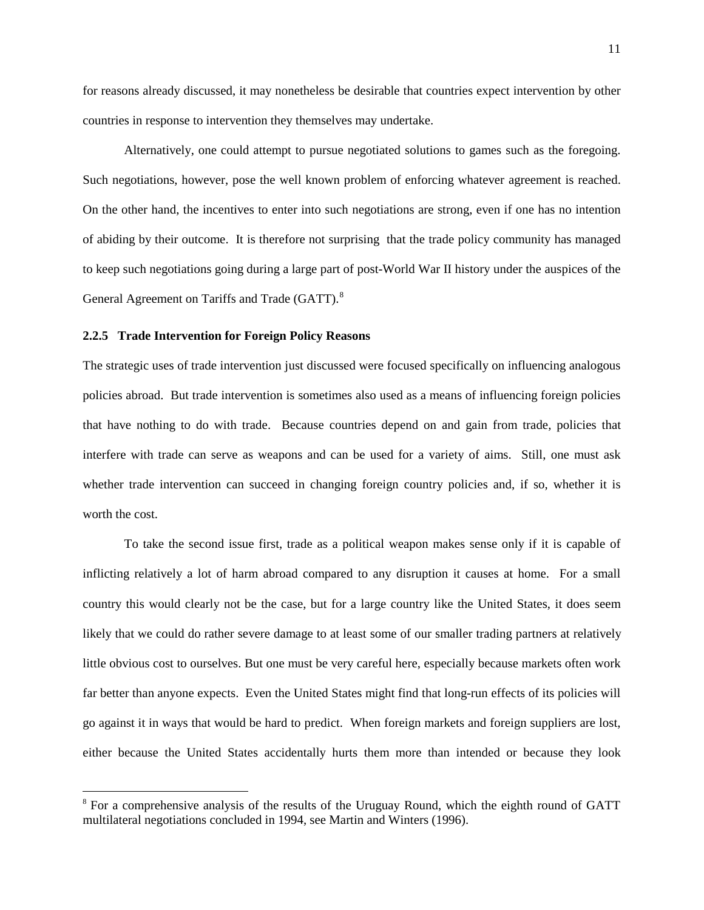for reasons already discussed, it may nonetheless be desirable that countries expect intervention by other countries in response to intervention they themselves may undertake.

Alternatively, one could attempt to pursue negotiated solutions to games such as the foregoing. Such negotiations, however, pose the well known problem of enforcing whatever agreement is reached. On the other hand, the incentives to enter into such negotiations are strong, even if one has no intention of abiding by their outcome. It is therefore not surprising that the trade policy community has managed to keep such negotiations going during a large part of post-World War II history under the auspices of the General Agreement on Tariffs and Trade (GATT).[8]

### 2.2.5 Trade Intervention for Foreign Policy Reasons

The strategic uses of trade intervention just discussed were focused specifically on influencing analogous policies abroad. But trade intervention is sometimes also used as a means of influencing foreign policies that have nothing to do with trade. Because countries depend on and gain from trade, policies that interfere with trade can serve as weapons and can be used for a variety of aims. Still, one must ask whether trade intervention can succeed in changing foreign country policies and, if so, whether it is worth the cost.

To take the second issue first, trade as a political weapon makes sense only if it is capable of inflicting relatively a lot of harm abroad compared to any disruption it causes at home. For a small country this would clearly not be the case, but for a large country like the United States, it does seem likely that we could do rather severe damage to at least some of our smaller trading partners at relatively little obvious cost to ourselves. But one must be very careful here, especially because markets often work far better than anyone expects. Even the United States might find that long-run effects of its policies will go against it in ways that would be hard to predict. When foreign markets and foreign suppliers are lost, either because the United States accidentally hurts them more than intended or because they look

[8] For a comprehensive analysis of the results of the Uruguay Round, which the eighth round of GATT multilateral negotiations concluded in 1994, see Martin and Winters (1996).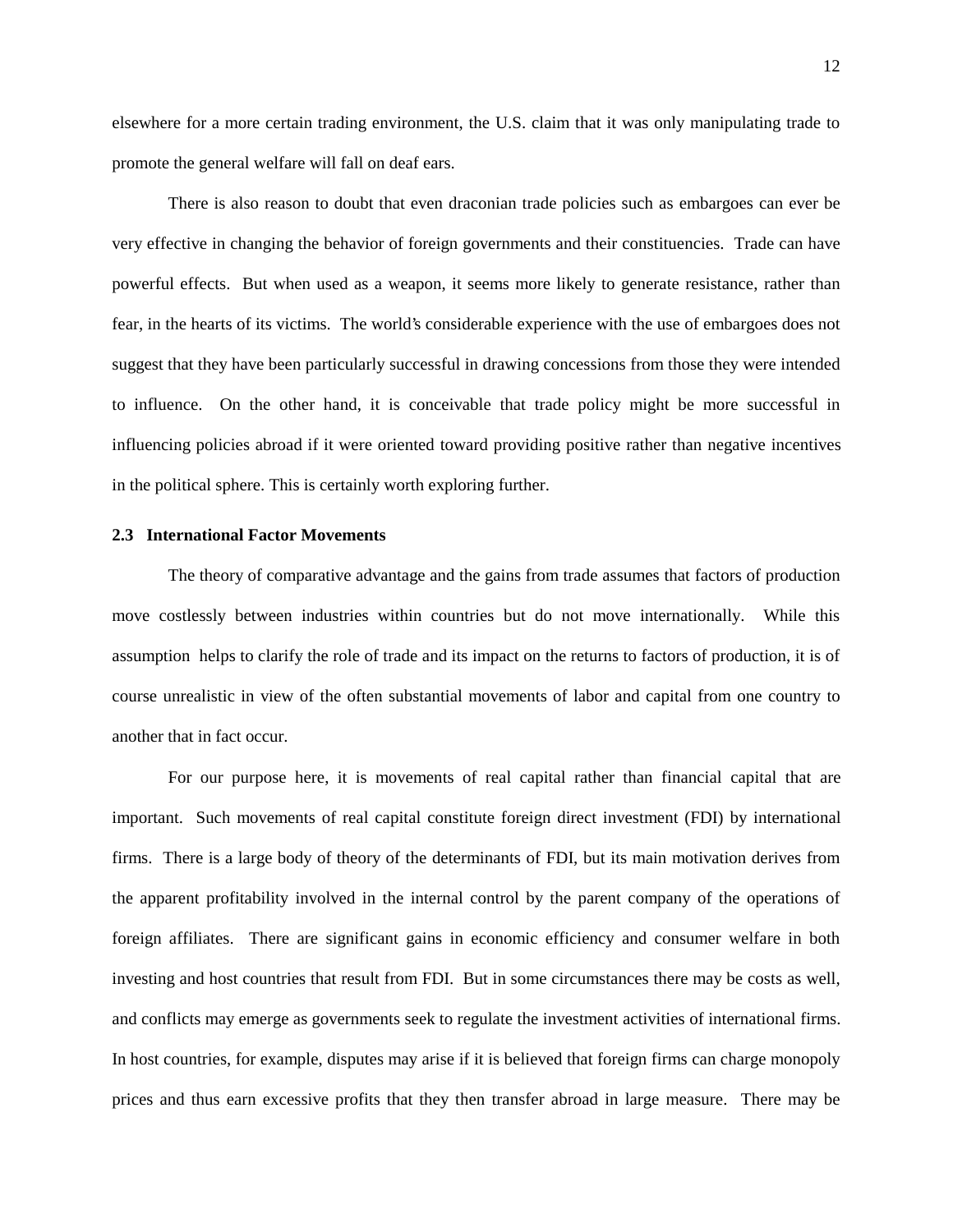elsewhere for a more certain trading environment, the U.S. claim that it was only manipulating trade to promote the general welfare will fall on deaf ears.

There is also reason to doubt that even draconian trade policies such as embargoes can ever be very effective in changing the behavior of foreign governments and their constituencies. Trade can have powerful effects. But when used as a weapon, it seems more likely to generate resistance, rather than fear, in the hearts of its victims. The world's considerable experience with the use of embargoes does not suggest that they have been particularly successful in drawing concessions from those they were intended to influence. On the other hand, it is conceivable that trade policy might be more successful in influencing policies abroad if it were oriented toward providing positive rather than negative incentives in the political sphere. This is certainly worth exploring further.

### 2.3 International Factor Movements

The theory of comparative advantage and the gains from trade assumes that factors of production move costlessly between industries within countries but do not move internationally. While this assumption helps to clarify the role of trade and its impact on the returns to factors of production, it is of course unrealistic in view of the often substantial movements of labor and capital from one country to another that in fact occur.

For our purpose here, it is movements of real capital rather than financial capital that are important. Such movements of real capital constitute foreign direct investment (FDI) by international firms. There is a large body of theory of the determinants of FDI, but its main motivation derives from the apparent profitability involved in the internal control by the parent company of the operations of foreign affiliates. There are significant gains in economic efficiency and consumer welfare in both investing and host countries that result from FDI. But in some circumstances there may be costs as well, and conflicts may emerge as governments seek to regulate the investment activities of international firms. In host countries, for example, disputes may arise if it is believed that foreign firms can charge monopoly prices and thus earn excessive profits that they then transfer abroad in large measure. There may be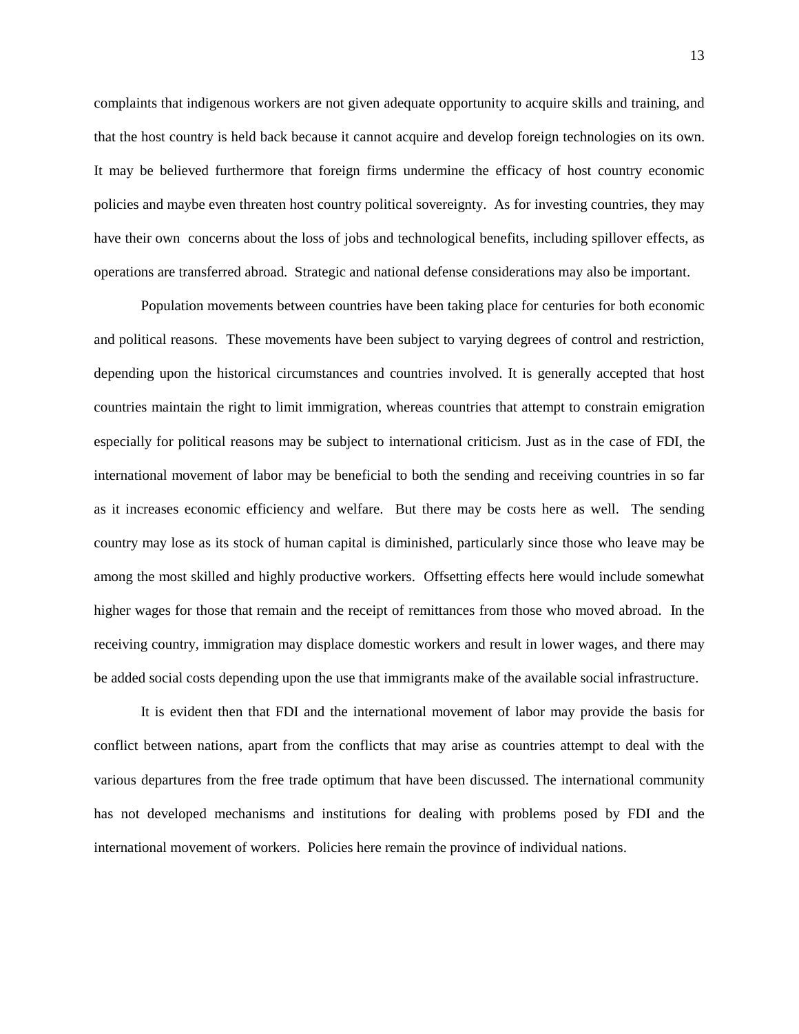complaints that indigenous workers are not given adequate opportunity to acquire skills and training, and that the host country is held back because it cannot acquire and develop foreign technologies on its own. It may be believed furthermore that foreign firms undermine the efficacy of host country economic policies and maybe even threaten host country political sovereignty. As for investing countries, they may have their own concerns about the loss of jobs and technological benefits, including spillover effects, as operations are transferred abroad. Strategic and national defense considerations may also be important.

Population movements between countries have been taking place for centuries for both economic and political reasons. These movements have been subject to varying degrees of control and restriction, depending upon the historical circumstances and countries involved. It is generally accepted that host countries maintain the right to limit immigration, whereas countries that attempt to constrain emigration especially for political reasons may be subject to international criticism. Just as in the case of FDI, the international movement of labor may be beneficial to both the sending and receiving countries in so far as it increases economic efficiency and welfare. But there may be costs here as well. The sending country may lose as its stock of human capital is diminished, particularly since those who leave may be among the most skilled and highly productive workers. Offsetting effects here would include somewhat higher wages for those that remain and the receipt of remittances from those who moved abroad. In the receiving country, immigration may displace domestic workers and result in lower wages, and there may be added social costs depending upon the use that immigrants make of the available social infrastructure.

It is evident then that FDI and the international movement of labor may provide the basis for conflict between nations, apart from the conflicts that may arise as countries attempt to deal with the various departures from the free trade optimum that have been discussed. The international community has not developed mechanisms and institutions for dealing with problems posed by FDI and the international movement of workers. Policies here remain the province of individual nations.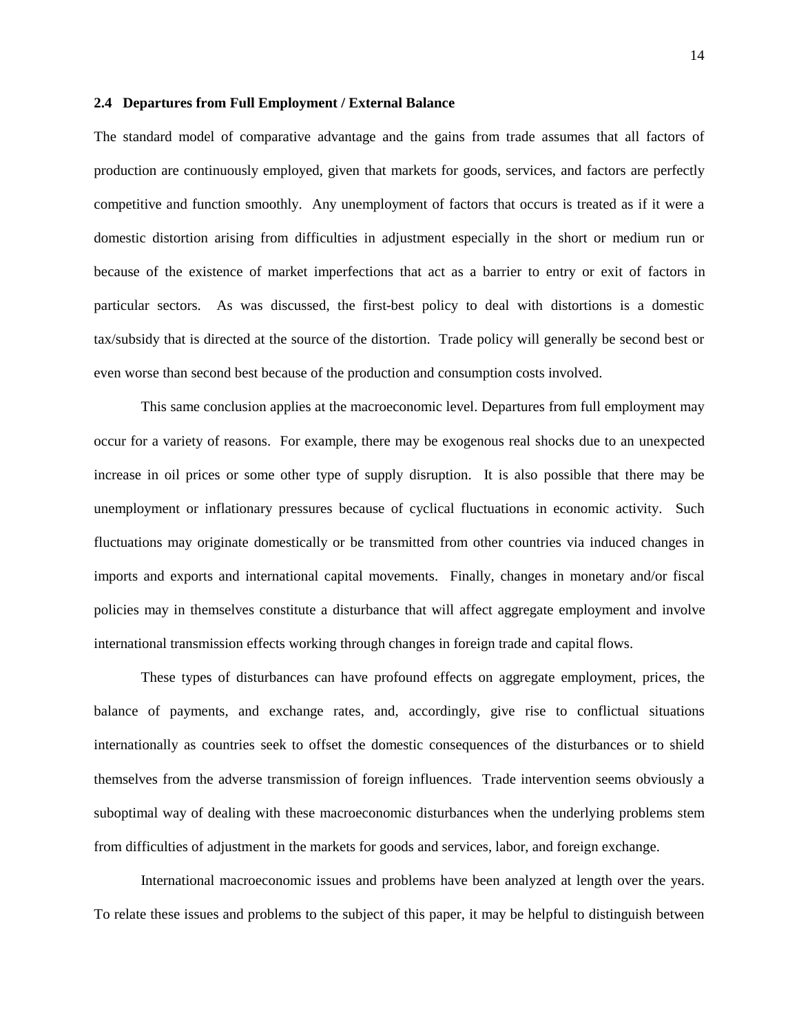### 2.4 Departures from Full Employment / External Balance

The standard model of comparative advantage and the gains from trade assumes that all factors of production are continuously employed, given that markets for goods, services, and factors are perfectly competitive and function smoothly. Any unemployment of factors that occurs is treated as if it were a domestic distortion arising from difficulties in adjustment especially in the short or medium run or because of the existence of market imperfections that act as a barrier to entry or exit of factors in particular sectors. As was discussed, the first-best policy to deal with distortions is a domestic tax/subsidy that is directed at the source of the distortion. Trade policy will generally be second best or even worse than second best because of the production and consumption costs involved.

This same conclusion applies at the macroeconomic level. Departures from full employment may occur for a variety of reasons. For example, there may be exogenous real shocks due to an unexpected increase in oil prices or some other type of supply disruption. It is also possible that there may be unemployment or inflationary pressures because of cyclical fluctuations in economic activity. Such fluctuations may originate domestically or be transmitted from other countries via induced changes in imports and exports and international capital movements. Finally, changes in monetary and/or fiscal policies may in themselves constitute a disturbance that will affect aggregate employment and involve international transmission effects working through changes in foreign trade and capital flows.

These types of disturbances can have profound effects on aggregate employment, prices, the balance of payments, and exchange rates, and, accordingly, give rise to conflictual situations internationally as countries seek to offset the domestic consequences of the disturbances or to shield themselves from the adverse transmission of foreign influences. Trade intervention seems obviously a suboptimal way of dealing with these macroeconomic disturbances when the underlying problems stem from difficulties of adjustment in the markets for goods and services, labor, and foreign exchange.

International macroeconomic issues and problems have been analyzed at length over the years. To relate these issues and problems to the subject of this paper, it may be helpful to distinguish between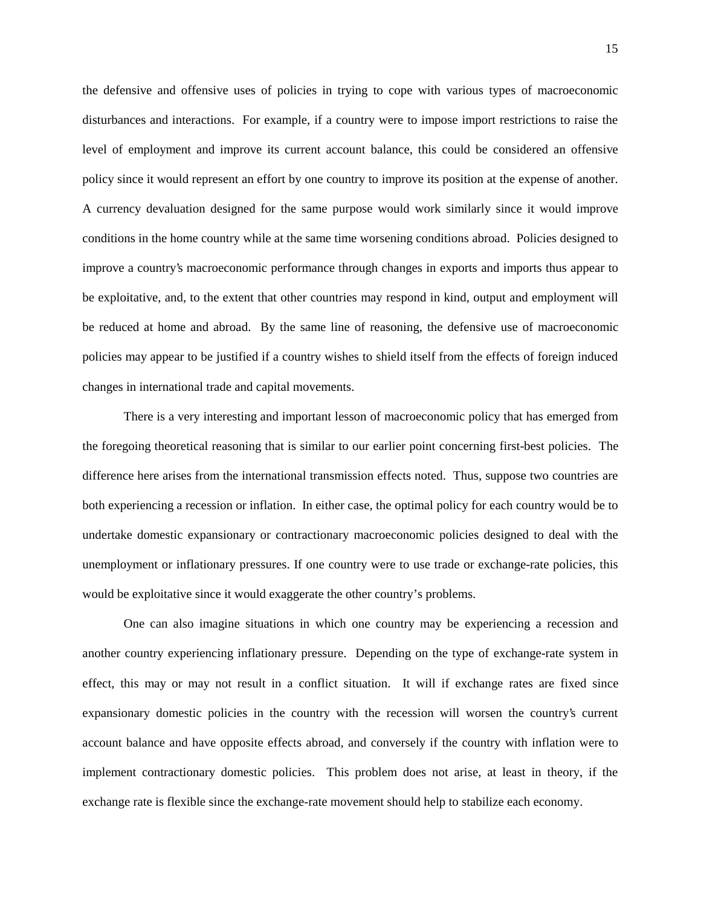the defensive and offensive uses of policies in trying to cope with various types of macroeconomic disturbances and interactions. For example, if a country were to impose import restrictions to raise the level of employment and improve its current account balance, this could be considered an offensive policy since it would represent an effort by one country to improve its position at the expense of another. A currency devaluation designed for the same purpose would work similarly since it would improve conditions in the home country while at the same time worsening conditions abroad. Policies designed to improve a country's macroeconomic performance through changes in exports and imports thus appear to be exploitative, and, to the extent that other countries may respond in kind, output and employment will be reduced at home and abroad. By the same line of reasoning, the defensive use of macroeconomic policies may appear to be justified if a country wishes to shield itself from the effects of foreign induced changes in international trade and capital movements.

There is a very interesting and important lesson of macroeconomic policy that has emerged from the foregoing theoretical reasoning that is similar to our earlier point concerning first-best policies. The difference here arises from the international transmission effects noted. Thus, suppose two countries are both experiencing a recession or inflation. In either case, the optimal policy for each country would be to undertake domestic expansionary or contractionary macroeconomic policies designed to deal with the unemployment or inflationary pressures. If one country were to use trade or exchange-rate policies, this would be exploitative since it would exaggerate the other country's problems.

One can also imagine situations in which one country may be experiencing a recession and another country experiencing inflationary pressure. Depending on the type of exchange-rate system in effect, this may or may not result in a conflict situation. It will if exchange rates are fixed since expansionary domestic policies in the country with the recession will worsen the country's current account balance and have opposite effects abroad, and conversely if the country with inflation were to implement contractionary domestic policies. This problem does not arise, at least in theory, if the exchange rate is flexible since the exchange-rate movement should help to stabilize each economy.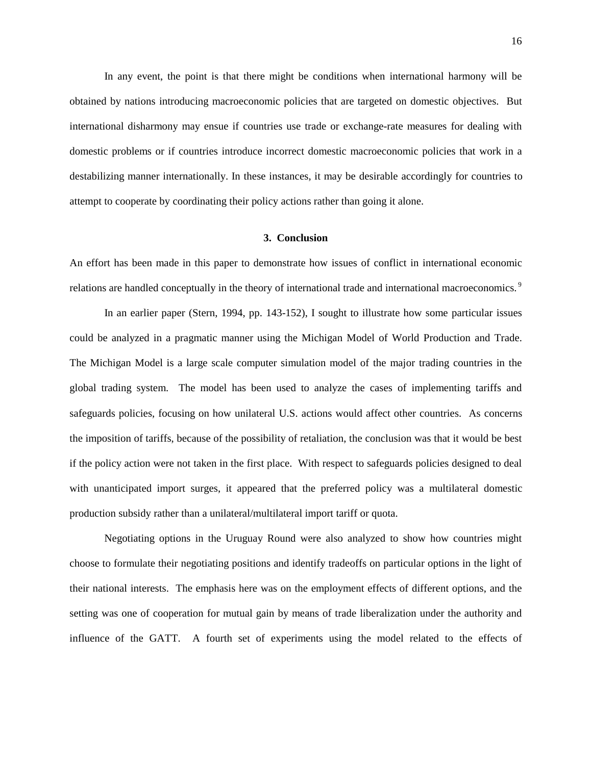In any event, the point is that there might be conditions when international harmony will be obtained by nations introducing macroeconomic policies that are targeted on domestic objectives. But international disharmony may ensue if countries use trade or exchange-rate measures for dealing with domestic problems or if countries introduce incorrect domestic macroeconomic policies that work in a destabilizing manner internationally. In these instances, it may be desirable accordingly for countries to attempt to cooperate by coordinating their policy actions rather than going it alone.

## 3. Conclusion

An effort has been made in this paper to demonstrate how issues of conflict in international economic relations are handled conceptually in the theory of international trade and international macroeconomics.[9]

In an earlier paper (Stern, 1994, pp. 143-152), I sought to illustrate how some particular issues could be analyzed in a pragmatic manner using the Michigan Model of World Production and Trade. The Michigan Model is a large scale computer simulation model of the major trading countries in the global trading system. The model has been used to analyze the cases of implementing tariffs and safeguards policies, focusing on how unilateral U.S. actions would affect other countries. As concerns the imposition of tariffs, because of the possibility of retaliation, the conclusion was that it would be best if the policy action were not taken in the first place. With respect to safeguards policies designed to deal with unanticipated import surges, it appeared that the preferred policy was a multilateral domestic production subsidy rather than a unilateral/multilateral import tariff or quota.

Negotiating options in the Uruguay Round were also analyzed to show how countries might choose to formulate their negotiating positions and identify tradeoffs on particular options in the light of their national interests. The emphasis here was on the employment effects of different options, and the setting was one of cooperation for mutual gain by means of trade liberalization under the authority and influence of the GATT. A fourth set of experiments using the model related to the effects of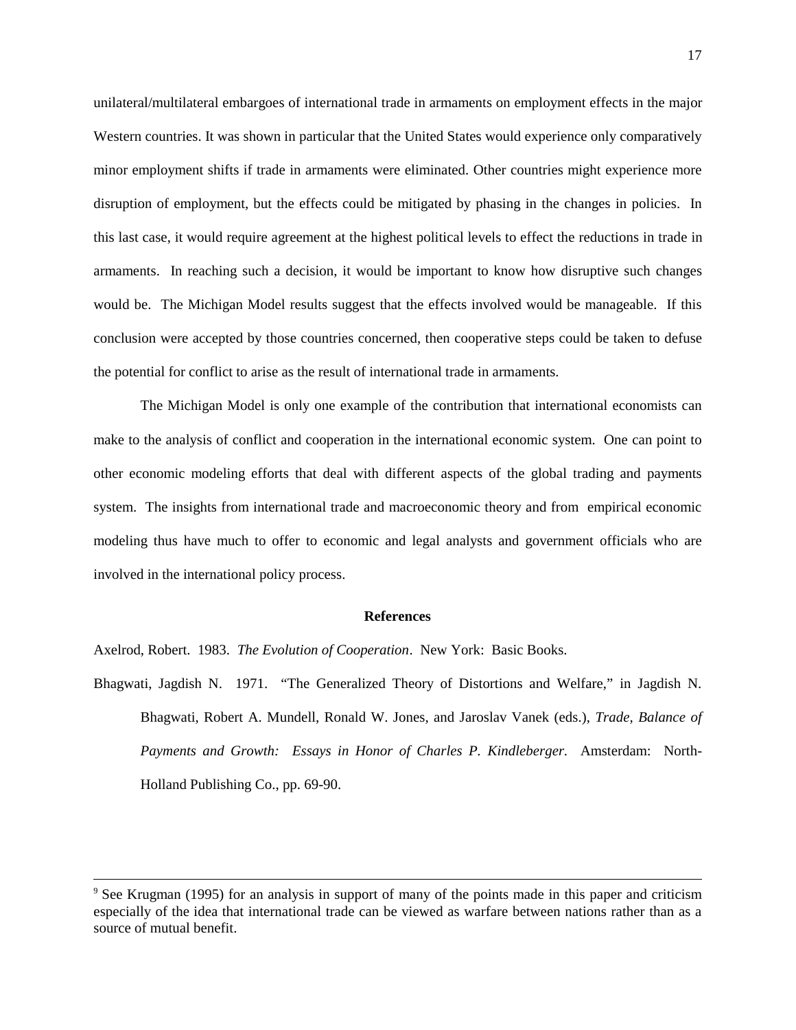unilateral/multilateral embargoes of international trade in armaments on employment effects in the major Western countries. It was shown in particular that the United States would experience only comparatively minor employment shifts if trade in armaments were eliminated. Other countries might experience more disruption of employment, but the effects could be mitigated by phasing in the changes in policies. In this last case, it would require agreement at the highest political levels to effect the reductions in trade in armaments. In reaching such a decision, it would be important to know how disruptive such changes would be. The Michigan Model results suggest that the effects involved would be manageable. If this conclusion were accepted by those countries concerned, then cooperative steps could be taken to defuse the potential for conflict to arise as the result of international trade in armaments.

The Michigan Model is only one example of the contribution that international economists can make to the analysis of conflict and cooperation in the international economic system. One can point to other economic modeling efforts that deal with different aspects of the global trading and payments system. The insights from international trade and macroeconomic theory and from empirical economic modeling thus have much to offer to economic and legal analysts and government officials who are involved in the international policy process.

## References

Axelrod, Robert. 1983. *The Evolution of Cooperation*. New York: Basic Books.

Bhagwati, Jagdish N. 1971. "The Generalized Theory of Distortions and Welfare," in Jagdish N. Bhagwati, Robert A. Mundell, Ronald W. Jones, and Jaroslav Vanek (eds.), *Trade, Balance of Payments and Growth: Essays in Honor of Charles P. Kindleberger.* Amsterdam: North-Holland Publishing Co., pp. 69-90.

---

[9] See Krugman (1995) for an analysis in support of many of the points made in this paper and criticism especially of the idea that international trade can be viewed as warfare between nations rather than as a source of mutual benefit.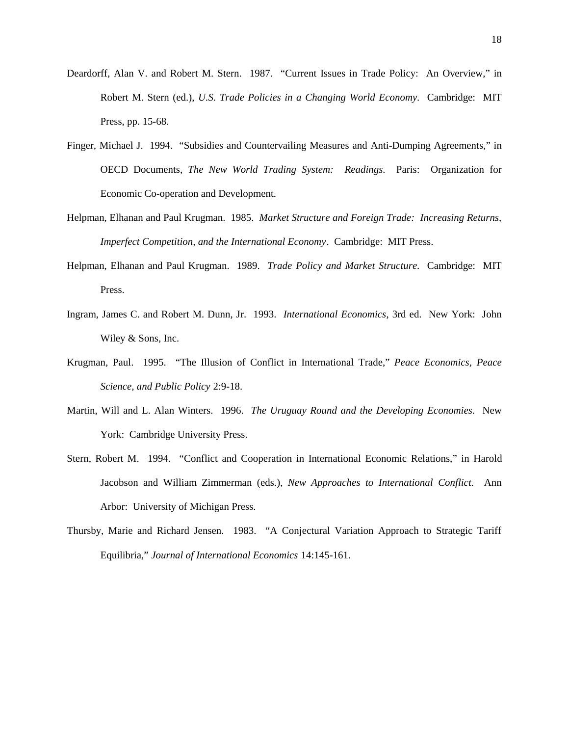Deardorff, Alan V. and Robert M. Stern. 1987. "Current Issues in Trade Policy: An Overview," in Robert M. Stern (ed.), *U.S. Trade Policies in a Changing World Economy*. Cambridge: MIT Press, pp. 15-68.

Finger, Michael J. 1994. "Subsidies and Countervailing Measures and Anti-Dumping Agreements," in OECD Documents, *The New World Trading System: Readings*. Paris: Organization for Economic Co-operation and Development.

Helpman, Elhanan and Paul Krugman. 1985. *Market Structure and Foreign Trade: Increasing Returns, Imperfect Competition, and the International Economy*. Cambridge: MIT Press.

Helpman, Elhanan and Paul Krugman. 1989. *Trade Policy and Market Structure*. Cambridge: MIT Press.

Ingram, James C. and Robert M. Dunn, Jr. 1993. *International Economics*, 3rd ed. New York: John Wiley & Sons, Inc.

Krugman, Paul. 1995. "The Illusion of Conflict in International Trade," *Peace Economics, Peace Science, and Public Policy* 2:9-18.

Martin, Will and L. Alan Winters. 1996. *The Uruguay Round and the Developing Economies*. New York: Cambridge University Press.

Stern, Robert M. 1994. "Conflict and Cooperation in International Economic Relations," in Harold Jacobson and William Zimmerman (eds.), *New Approaches to International Conflict*. Ann Arbor: University of Michigan Press.

Thursby, Marie and Richard Jensen. 1983. "A Conjectural Variation Approach to Strategic Tariff Equilibria," *Journal of International Economics* 14:145-161.